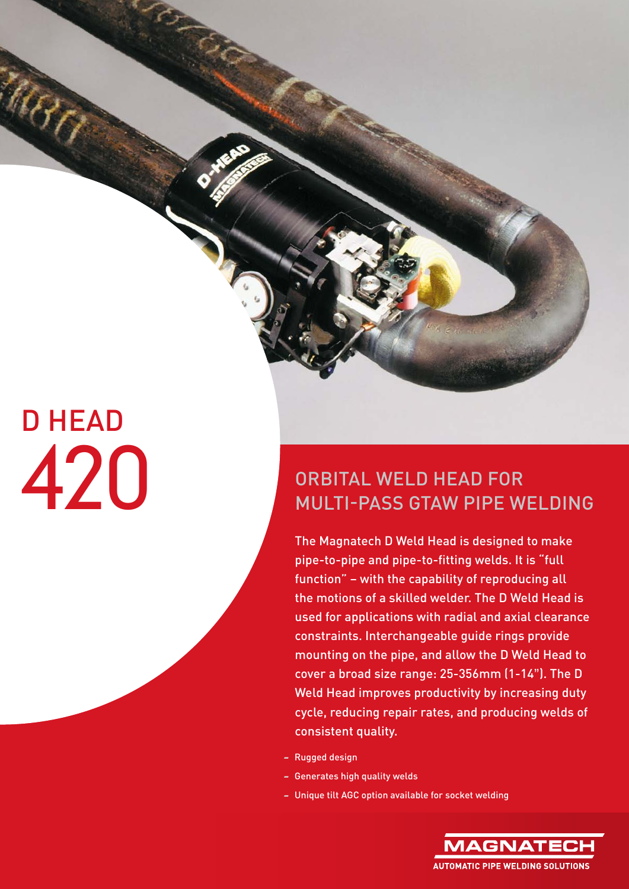# D HEAD 420

## ORBITAL WELD HEAD FOR MULTI-PASS GTAW PIPE WELDING

The Magnatech D Weld Head is designed to make pipe-to-pipe and pipe-to-fitting welds. It is "full function" – with the capability of reproducing all the motions of a skilled welder. The D Weld Head is used for applications with radial and axial clearance constraints. Interchangeable guide rings provide mounting on the pipe, and allow the D Weld Head to cover a broad size range: 25-356mm (1-14"). The D Weld Head improves productivity by increasing duty cycle, reducing repair rates, and producing welds of consistent quality.

- Rugged design
- Generates high quality welds
- Unique tilt AGC option available for socket welding

MAGNATECH
AUTOMATIC PIPE WELDING SOLUTIONS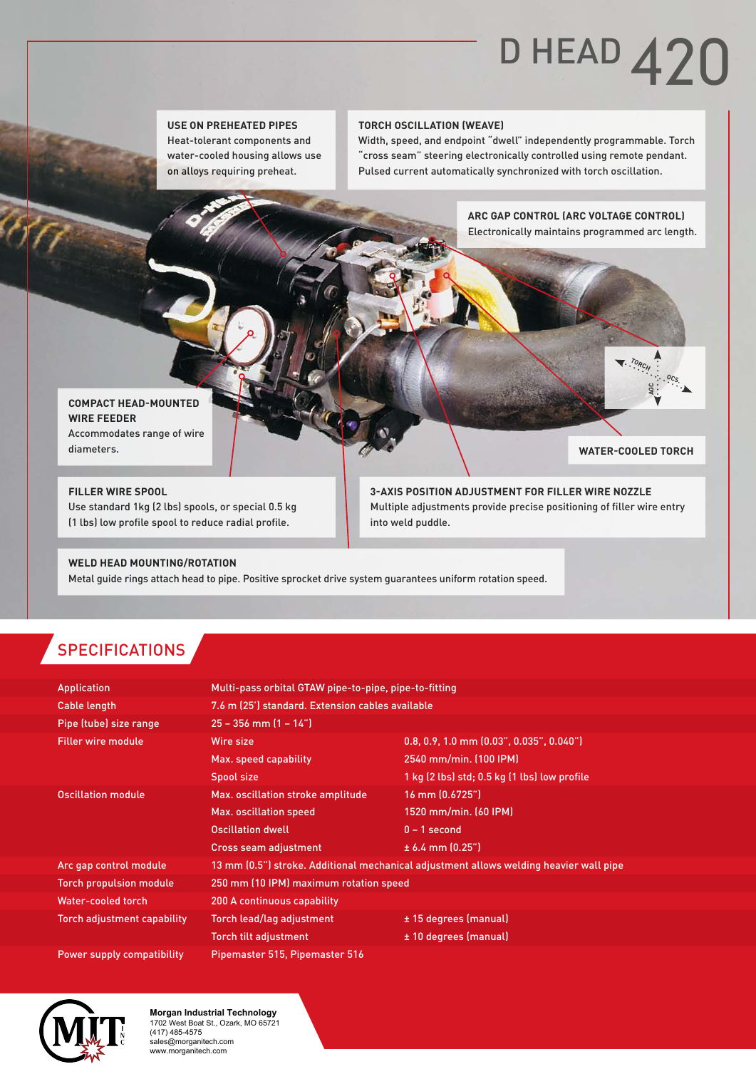# D HEAD 420

**USE ON PREHEATED PIPES**
Heat-tolerant components and water-cooled housing allows use on alloys requiring preheat.

**TORCH OSCILLATION (WEAVE)**
Width, speed, and endpoint "dwell" independently programmable. Torch "cross seam" steering electronically controlled using remote pendant. Pulsed current automatically synchronized with torch oscillation.

**ARC GAP CONTROL (ARC VOLTAGE CONTROL)**
Electronically maintains programmed arc length.

**COMPACT HEAD-MOUNTED WIRE FEEDER**
Accommodates range of wire diameters.

**WATER-COOLED TORCH**

**FILLER WIRE SPOOL**
Use standard 1kg (2 lbs) spools, or special 0.5 kg (1 lbs) low profile spool to reduce radial profile.

**3-AXIS POSITION ADJUSTMENT FOR FILLER WIRE NOZZLE**
Multiple adjustments provide precise positioning of filler wire entry into weld puddle.

**WELD HEAD MOUNTING/ROTATION**
Metal guide rings attach head to pipe. Positive sprocket drive system guarantees uniform rotation speed.

## SPECIFICATIONS

| | | |
|---|---|---|
| Application | Multi-pass orbital GTAW pipe-to-pipe, pipe-to-fitting | |
| Cable length | 7.6 m (25') standard. Extension cables available | |
| Pipe (tube) size range | 25 – 356 mm (1 – 14") | |
| Filler wire module | Wire size | 0.8, 0.9, 1.0 mm (0.03", 0.035", 0.040") |
| | Max. speed capability | 2540 mm/min. (100 IPM) |
| | Spool size | 1 kg (2 lbs) std; 0.5 kg (1 lbs) low profile |
| Oscillation module | Max. oscillation stroke amplitude | 16 mm (0.6725") |
| | Max. oscillation speed | 1520 mm/min. (60 IPM) |
| | Oscillation dwell | 0 – 1 second |
| | Cross seam adjustment | ± 6.4 mm (0.25") |
| Arc gap control module | 13 mm (0.5") stroke. Additional mechanical adjustment allows welding heavier wall pipe | |
| Torch propulsion module | 250 mm (10 IPM) maximum rotation speed | |
| Water-cooled torch | 200 A continuous capability | |
| Torch adjustment capability | Torch lead/lag adjustment | ± 15 degrees (manual) |
| | Torch tilt adjustment | ± 10 degrees (manual) |
| Power supply compatibility | Pipemaster 515, Pipemaster 516 | |

**Morgan Industrial Technology**
1702 West Boat St., Ozark, MO 65721
(417) 485-4575
sales@morganitech.com
www.morganitech.com